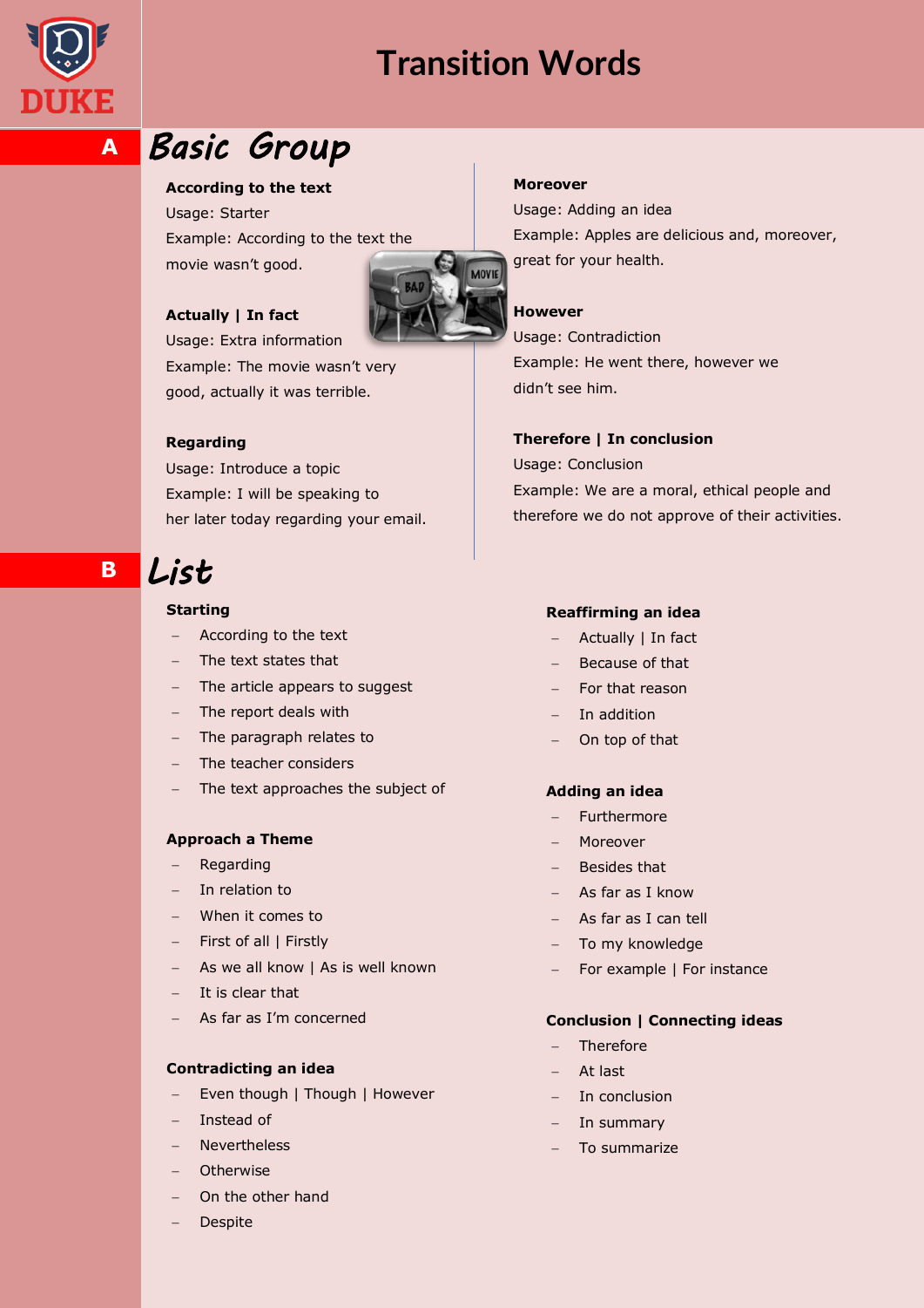# Transition Words

## A Basic Group

**According to the text**
Usage: Starter
Example: According to the text the movie wasn't good.

**Actually | In fact**
Usage: Extra information
Example: The movie wasn't very good, actually it was terrible.

**Regarding**
Usage: Introduce a topic
Example: I will be speaking to her later today regarding your email.

**Moreover**
Usage: Adding an idea
Example: Apples are delicious and, moreover, great for your health.

**However**
Usage: Contradiction
Example: He went there, however we didn't see him.

**Therefore | In conclusion**
Usage: Conclusion
Example: We are a moral, ethical people and therefore we do not approve of their activities.

## B List

**Starting**

- According to the text
- The text states that
- The article appears to suggest
- The report deals with
- The paragraph relates to
- The teacher considers
- The text approaches the subject of

**Approach a Theme**

- Regarding
- In relation to
- When it comes to
- First of all | Firstly
- As we all know | As is well known
- It is clear that
- As far as I'm concerned

**Contradicting an idea**

- Even though | Though | However
- Instead of
- Nevertheless
- Otherwise
- On the other hand
- Despite

**Reaffirming an idea**

- Actually | In fact
- Because of that
- For that reason
- In addition
- On top of that

**Adding an idea**

- Furthermore
- Moreover
- Besides that
- As far as I know
- As far as I can tell
- To my knowledge
- For example | For instance

**Conclusion | Connecting ideas**

- Therefore
- At last
- In conclusion
- In summary
- To summarize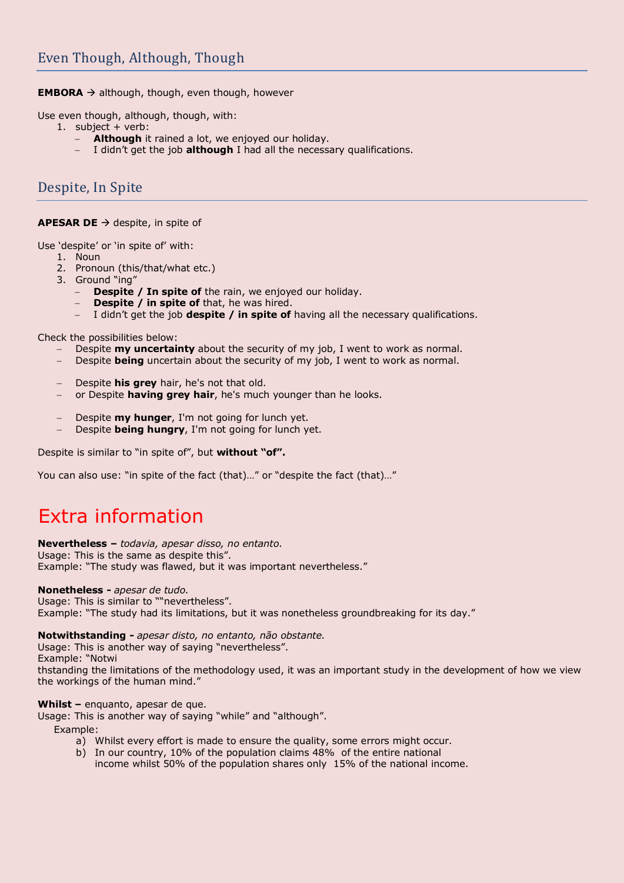## Even Though, Although, Though

**EMBORA** → although, though, even though, however

Use even though, although, though, with:

1. subject + verb:
   - **Although** it rained a lot, we enjoyed our holiday.
   - I didn't get the job **although** I had all the necessary qualifications.

## Despite, In Spite

**APESAR DE** → despite, in spite of

Use 'despite' or 'in spite of' with:

1. Noun
2. Pronoun (this/that/what etc.)
3. Ground "ing"
   - **Despite / In spite of** the rain, we enjoyed our holiday.
   - **Despite / in spite of** that, he was hired.
   - I didn't get the job **despite / in spite of** having all the necessary qualifications.

Check the possibilities below:

- Despite **my uncertainty** about the security of my job, I went to work as normal.
- Despite **being** uncertain about the security of my job, I went to work as normal.

- Despite **his grey** hair, he's not that old.
- or Despite **having grey hair**, he's much younger than he looks.

- Despite **my hunger**, I'm not going for lunch yet.
- Despite **being hungry**, I'm not going for lunch yet.

Despite is similar to "in spite of", but **without "of".**

You can also use: "in spite of the fact (that)…" or "despite the fact (that)…"

# Extra information

**Nevertheless –** *todavia, apesar disso, no entanto.*
Usage: This is the same as despite this".
Example: "The study was flawed, but it was important nevertheless."

**Nonetheless -** *apesar de tudo.*
Usage: This is similar to ""nevertheless".
Example: "The study had its limitations, but it was nonetheless groundbreaking for its day."

**Notwithstanding -** *apesar disto, no entanto, não obstante.*
Usage: This is another way of saying "nevertheless".
Example: "Notwi
thstanding the limitations of the methodology used, it was an important study in the development of how we view the workings of the human mind."

**Whilst –** enquanto, apesar de que.
Usage: This is another way of saying "while" and "although".
Example:

a) Whilst every effort is made to ensure the quality, some errors might occur.
b) In our country, 10% of the population claims 48% of the entire national income whilst 50% of the population shares only 15% of the national income.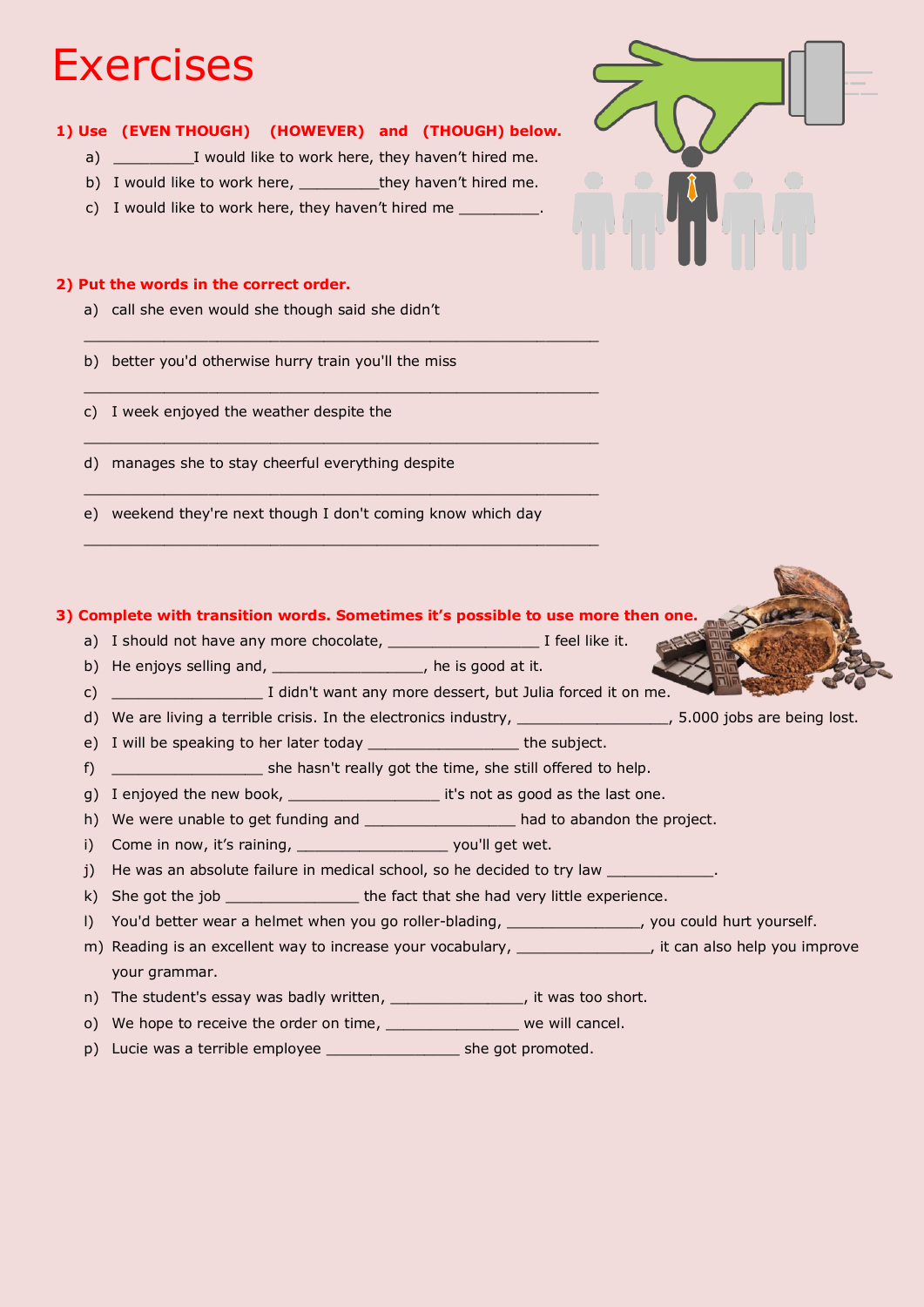# Exercises

**1) Use (EVEN THOUGH) (HOWEVER) and (THOUGH) below.**

a) _________I would like to work here, they haven't hired me.

b) I would like to work here, _________they haven't hired me.

c) I would like to work here, they haven't hired me _________.

**2) Put the words in the correct order.**

a) call she even would she though said she didn't

______________________________________________________________

b) better you'd otherwise hurry train you'll the miss

______________________________________________________________

c) I week enjoyed the weather despite the

______________________________________________________________

d) manages she to stay cheerful everything despite

______________________________________________________________

e) weekend they're next though I don't coming know which day

______________________________________________________________

**3) Complete with transition words. Sometimes it's possible to use more then one.**

a) I should not have any more chocolate, _________________ I feel like it.

b) He enjoys selling and, _________________, he is good at it.

c) _________________ I didn't want any more dessert, but Julia forced it on me.

d) We are living a terrible crisis. In the electronics industry, _________________, 5.000 jobs are being lost.

e) I will be speaking to her later today _________________ the subject.

f) _________________ she hasn't really got the time, she still offered to help.

g) I enjoyed the new book, _________________ it's not as good as the last one.

h) We were unable to get funding and _________________ had to abandon the project.

i) Come in now, it's raining, _________________ you'll get wet.

j) He was an absolute failure in medical school, so he decided to try law ____________.

k) She got the job _______________ the fact that she had very little experience.

l) You'd better wear a helmet when you go roller-blading, _______________, you could hurt yourself.

m) Reading is an excellent way to increase your vocabulary, _______________, it can also help you improve your grammar.

n) The student's essay was badly written, _______________, it was too short.

o) We hope to receive the order on time, _______________ we will cancel.

p) Lucie was a terrible employee _______________ she got promoted.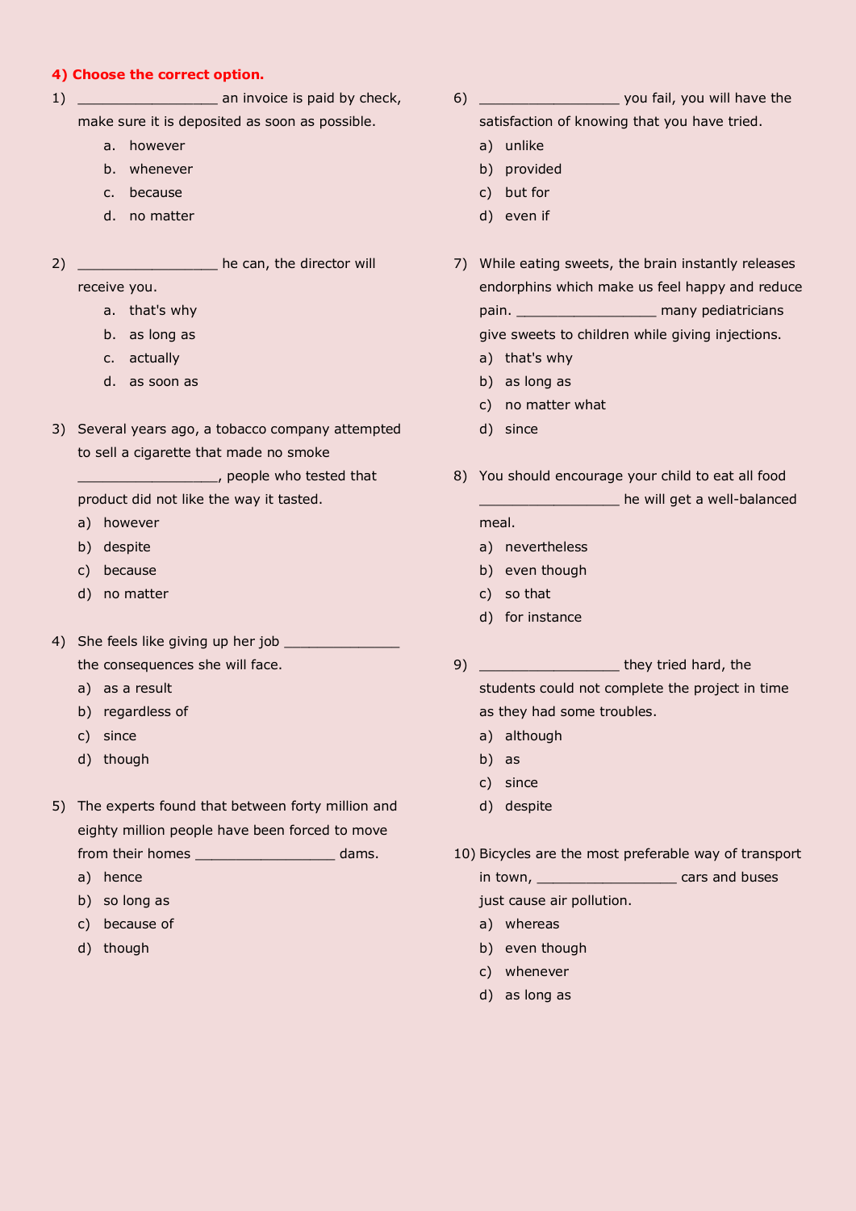**4) Choose the correct option.**

1) __________________ an invoice is paid by check, make sure it is deposited as soon as possible.
   a. however
   b. whenever
   c. because
   d. no matter

2) __________________ he can, the director will receive you.
   a. that's why
   b. as long as
   c. actually
   d. as soon as

3) Several years ago, a tobacco company attempted to sell a cigarette that made no smoke __________________, people who tested that product did not like the way it tasted.
   a) however
   b) despite
   c) because
   d) no matter

4) She feels like giving up her job _______________ the consequences she will face.
   a) as a result
   b) regardless of
   c) since
   d) though

5) The experts found that between forty million and eighty million people have been forced to move from their homes __________________ dams.
   a) hence
   b) so long as
   c) because of
   d) though

6) __________________ you fail, you will have the satisfaction of knowing that you have tried.
   a) unlike
   b) provided
   c) but for
   d) even if

7) While eating sweets, the brain instantly releases endorphins which make us feel happy and reduce pain. __________________ many pediatricians give sweets to children while giving injections.
   a) that's why
   b) as long as
   c) no matter what
   d) since

8) You should encourage your child to eat all food __________________ he will get a well-balanced meal.
   a) nevertheless
   b) even though
   c) so that
   d) for instance

9) __________________ they tried hard, the students could not complete the project in time as they had some troubles.
   a) although
   b) as
   c) since
   d) despite

10) Bicycles are the most preferable way of transport in town, __________________ cars and buses just cause air pollution.
   a) whereas
   b) even though
   c) whenever
   d) as long as